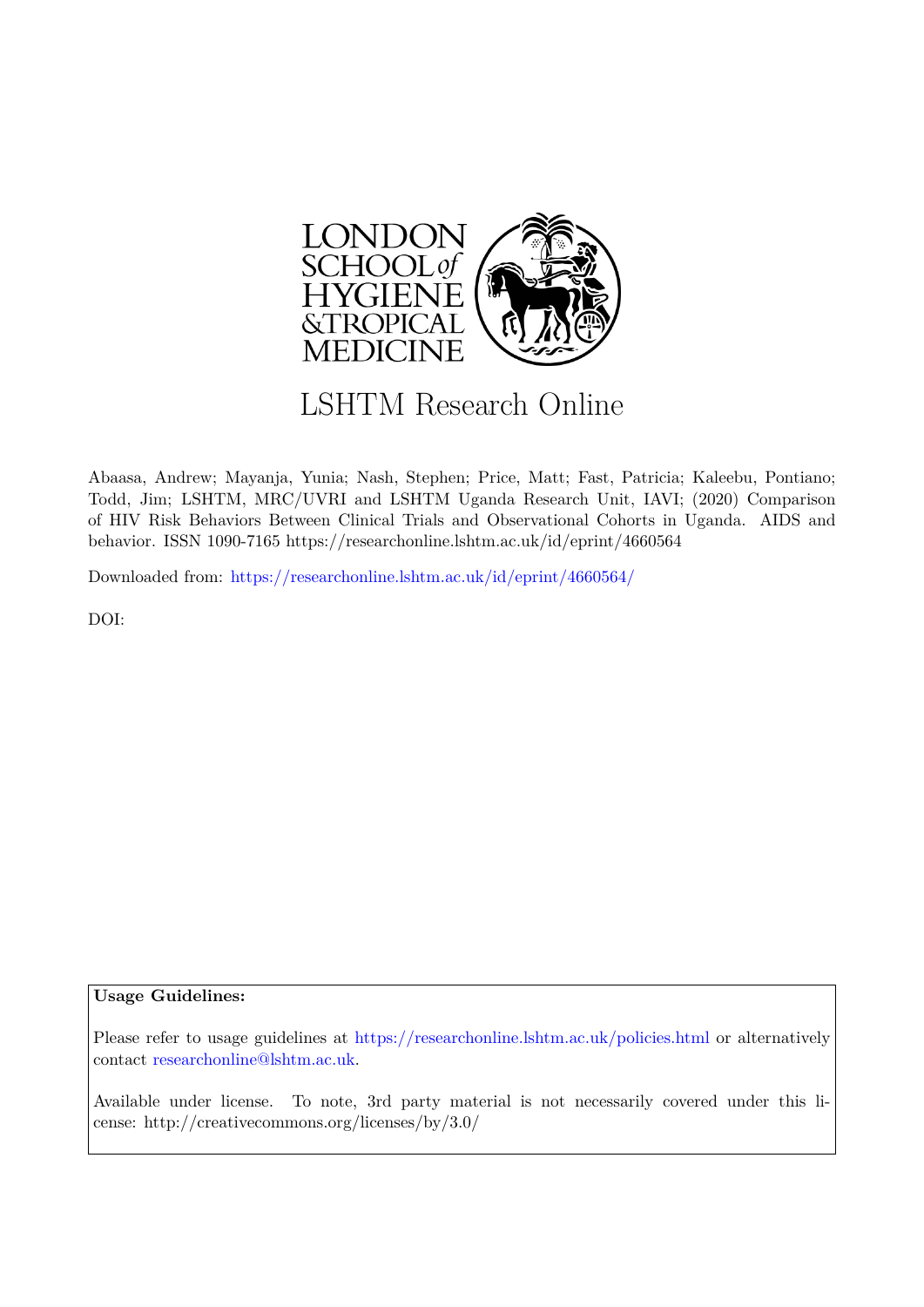LSHTM Research Online

Abaasa, Andrew; Mayanja, Yunia; Nash, Stephen; Price, Matt; Fast, Patricia; Kaleebu, Pontiano; Todd, Jim; LSHTM, MRC/UVRI and LSHTM Uganda Research Unit, IAVI; (2020) Comparison of HIV Risk Behaviors Between Clinical Trials and Observational Cohorts in Uganda. AIDS and behavior. ISSN 1090-7165 https://researchonline.lshtm.ac.uk/id/eprint/4660564

Downloaded from: https://researchonline.lshtm.ac.uk/id/eprint/4660564/

DOI:

**Usage Guidelines:**

Please refer to usage guidelines at https://researchonline.lshtm.ac.uk/policies.html or alternatively contact researchonline@lshtm.ac.uk.

Available under license. To note, 3rd party material is not necessarily covered under this license: http://creativecommons.org/licenses/by/3.0/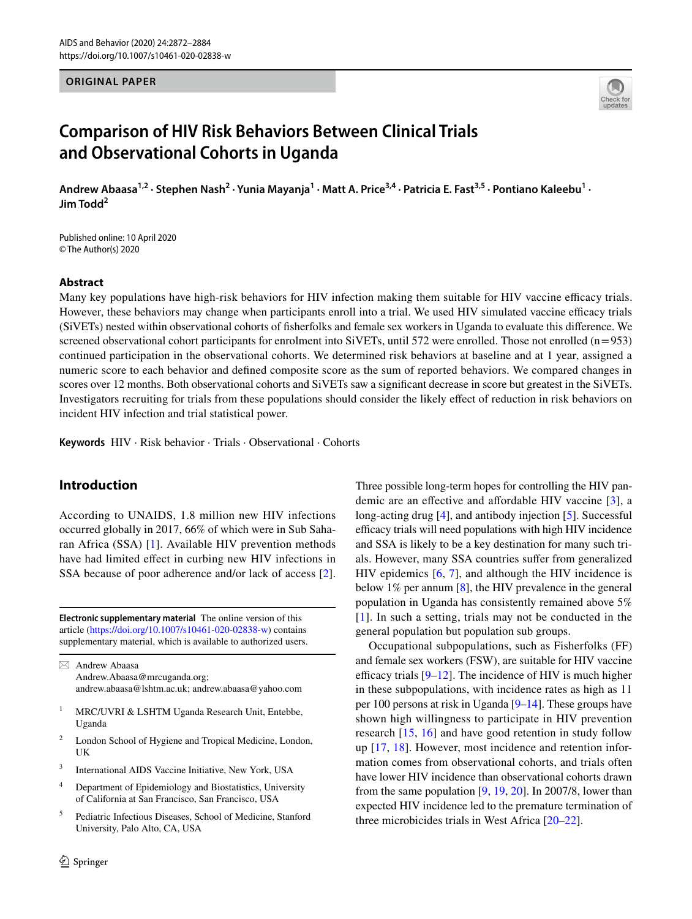ORIGINAL PAPER

# Comparison of HIV Risk Behaviors Between Clinical Trials and Observational Cohorts in Uganda

Andrew Abaasa[1,2] · Stephen Nash[2] · Yunia Mayanja[1] · Matt A. Price[3,4] · Patricia E. Fast[3,5] · Pontiano Kaleebu[1] · Jim Todd[2]

Published online: 10 April 2020
© The Author(s) 2020

## Abstract

Many key populations have high-risk behaviors for HIV infection making them suitable for HIV vaccine efficacy trials. However, these behaviors may change when participants enroll into a trial. We used HIV simulated vaccine efficacy trials (SiVETs) nested within observational cohorts of fisherfolks and female sex workers in Uganda to evaluate this difference. We screened observational cohort participants for enrolment into SiVETs, until 572 were enrolled. Those not enrolled (n = 953) continued participation in the observational cohorts. We determined risk behaviors at baseline and at 1 year, assigned a numeric score to each behavior and defined composite score as the sum of reported behaviors. We compared changes in scores over 12 months. Both observational cohorts and SiVETs saw a significant decrease in score but greatest in the SiVETs. Investigators recruiting for trials from these populations should consider the likely effect of reduction in risk behaviors on incident HIV infection and trial statistical power.

**Keywords** HIV · Risk behavior · Trials · Observational · Cohorts

## Introduction

According to UNAIDS, 1.8 million new HIV infections occurred globally in 2017, 66% of which were in Sub Saharan Africa (SSA) [1]. Available HIV prevention methods have had limited effect in curbing new HIV infections in SSA because of poor adherence and/or lack of access [2].

Three possible long-term hopes for controlling the HIV pandemic are an effective and affordable HIV vaccine [3], a long-acting drug [4], and antibody injection [5]. Successful efficacy trials will need populations with high HIV incidence and SSA is likely to be a key destination for many such trials. However, many SSA countries suffer from generalized HIV epidemics [6, 7], and although the HIV incidence is below 1% per annum [8], the HIV prevalence in the general population in Uganda has consistently remained above 5% [1]. In such a setting, trials may not be conducted in the general population but population sub groups.

Occupational subpopulations, such as Fisherfolks (FF) and female sex workers (FSW), are suitable for HIV vaccine efficacy trials [9–12]. The incidence of HIV is much higher in these subpopulations, with incidence rates as high as 11 per 100 persons at risk in Uganda [9–14]. These groups have shown high willingness to participate in HIV prevention research [15, 16] and have good retention in study follow up [17, 18]. However, most incidence and retention information comes from observational cohorts, and trials often have lower HIV incidence than observational cohorts drawn from the same population [9, 19, 20]. In 2007/8, lower than expected HIV incidence led to the premature termination of three microbicides trials in West Africa [20–22].

**Electronic supplementary material** The online version of this article (https://doi.org/10.1007/s10461-020-02838-w) contains supplementary material, which is available to authorized users.

✉ Andrew Abaasa
Andrew.Abaasa@mrcuganda.org; andrew.abaasa@lshtm.ac.uk; andrew.abaasa@yahoo.com

1. MRC/UVRI & LSHTM Uganda Research Unit, Entebbe, Uganda
2. London School of Hygiene and Tropical Medicine, London, UK
3. International AIDS Vaccine Initiative, New York, USA
4. Department of Epidemiology and Biostatistics, University of California at San Francisco, San Francisco, USA
5. Pediatric Infectious Diseases, School of Medicine, Stanford University, Palo Alto, CA, USA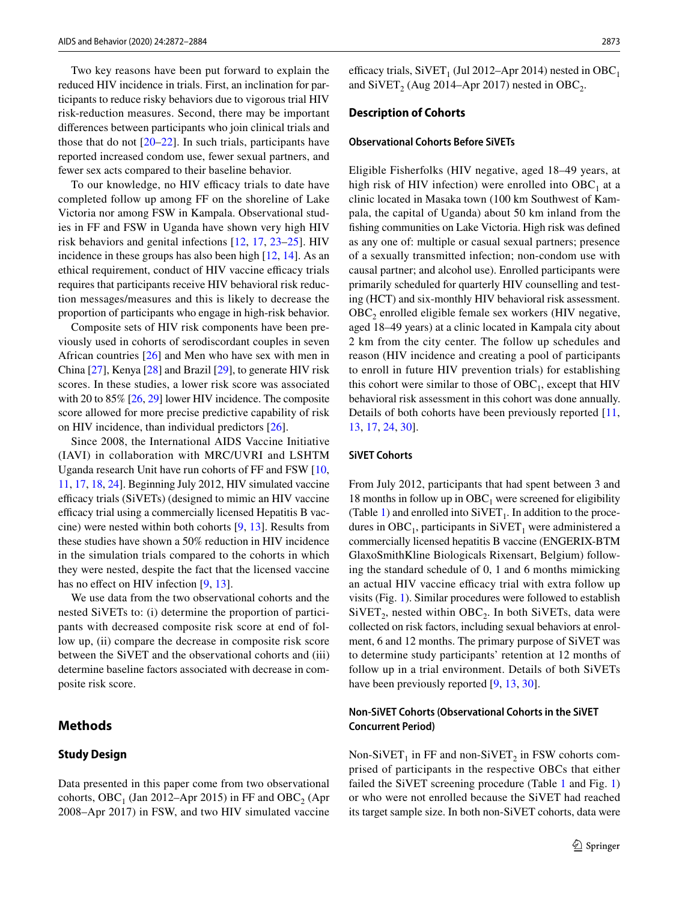Two key reasons have been put forward to explain the reduced HIV incidence in trials. First, an inclination for participants to reduce risky behaviors due to vigorous trial HIV risk-reduction measures. Second, there may be important differences between participants who join clinical trials and those that do not [20–22]. In such trials, participants have reported increased condom use, fewer sexual partners, and fewer sex acts compared to their baseline behavior.

To our knowledge, no HIV efficacy trials to date have completed follow up among FF on the shoreline of Lake Victoria nor among FSW in Kampala. Observational studies in FF and FSW in Uganda have shown very high HIV risk behaviors and genital infections [12, 17, 23–25]. HIV incidence in these groups has also been high [12, 14]. As an ethical requirement, conduct of HIV vaccine efficacy trials requires that participants receive HIV behavioral risk reduction messages/measures and this is likely to decrease the proportion of participants who engage in high-risk behavior.

Composite sets of HIV risk components have been previously used in cohorts of serodiscordant couples in seven African countries [26] and Men who have sex with men in China [27], Kenya [28] and Brazil [29], to generate HIV risk scores. In these studies, a lower risk score was associated with 20 to 85% [26, 29] lower HIV incidence. The composite score allowed for more precise predictive capability of risk on HIV incidence, than individual predictors [26].

Since 2008, the International AIDS Vaccine Initiative (IAVI) in collaboration with MRC/UVRI and LSHTM Uganda research Unit have run cohorts of FF and FSW [10, 11, 17, 18, 24]. Beginning July 2012, HIV simulated vaccine efficacy trials (SiVETs) (designed to mimic an HIV vaccine efficacy trial using a commercially licensed Hepatitis B vaccine) were nested within both cohorts [9, 13]. Results from these studies have shown a 50% reduction in HIV incidence in the simulation trials compared to the cohorts in which they were nested, despite the fact that the licensed vaccine has no effect on HIV infection [9, 13].

We use data from the two observational cohorts and the nested SiVETs to: (i) determine the proportion of participants with decreased composite risk score at end of follow up, (ii) compare the decrease in composite risk score between the SiVET and the observational cohorts and (iii) determine baseline factors associated with decrease in composite risk score.

## Methods

### Study Design

Data presented in this paper come from two observational cohorts, $OBC_1$ (Jan 2012–Apr 2015) in FF and $OBC_2$ (Apr 2008–Apr 2017) in FSW, and two HIV simulated vaccine efficacy trials, $SiVET_1$ (Jul 2012–Apr 2014) nested in $OBC_1$ and $SiVET_2$ (Aug 2014–Apr 2017) nested in $OBC_2$.

### Description of Cohorts

#### Observational Cohorts Before SiVETs

Eligible Fisherfolks (HIV negative, aged 18–49 years, at high risk of HIV infection) were enrolled into $OBC_1$ at a clinic located in Masaka town (100 km Southwest of Kampala, the capital of Uganda) about 50 km inland from the fishing communities on Lake Victoria. High risk was defined as any one of: multiple or casual sexual partners; presence of a sexually transmitted infection; non-condom use with causal partner; and alcohol use). Enrolled participants were primarily scheduled for quarterly HIV counselling and testing (HCT) and six-monthly HIV behavioral risk assessment. $OBC_2$ enrolled eligible female sex workers (HIV negative, aged 18–49 years) at a clinic located in Kampala city about 2 km from the city center. The follow up schedules and reason (HIV incidence and creating a pool of participants to enroll in future HIV prevention trials) for establishing this cohort were similar to those of $OBC_1$, except that HIV behavioral risk assessment in this cohort was done annually. Details of both cohorts have been previously reported [11, 13, 17, 24, 30].

#### SiVET Cohorts

From July 2012, participants that had spent between 3 and 18 months in follow up in $OBC_1$ were screened for eligibility (Table 1) and enrolled into $SiVET_1$. In addition to the procedures in $OBC_1$, participants in $SiVET_1$ were administered a commercially licensed hepatitis B vaccine (ENGERIX-BTM GlaxoSmithKline Biologicals Rixensart, Belgium) following the standard schedule of 0, 1 and 6 months mimicking an actual HIV vaccine efficacy trial with extra follow up visits (Fig. 1). Similar procedures were followed to establish $SiVET_2$, nested within $OBC_2$. In both SiVETs, data were collected on risk factors, including sexual behaviors at enrolment, 6 and 12 months. The primary purpose of SiVET was to determine study participants' retention at 12 months of follow up in a trial environment. Details of both SiVETs have been previously reported [9, 13, 30].

#### Non-SiVET Cohorts (Observational Cohorts in the SiVET Concurrent Period)

Non-$SiVET_1$ in FF and non-$SiVET_2$ in FSW cohorts comprised of participants in the respective OBCs that either failed the SiVET screening procedure (Table 1 and Fig. 1) or who were not enrolled because the SiVET had reached its target sample size. In both non-SiVET cohorts, data were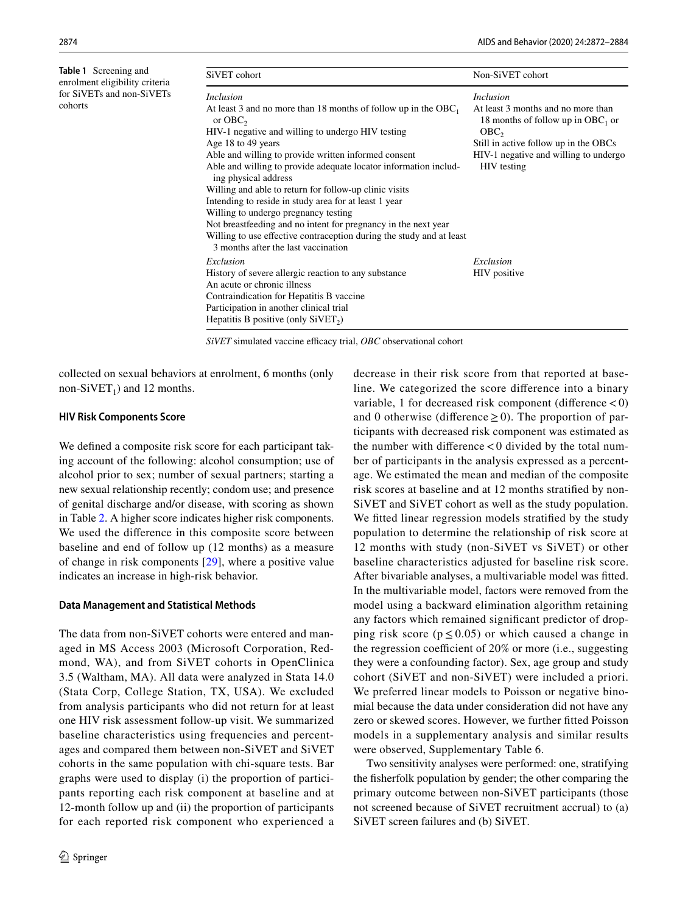**Table 1** Screening and enrolment eligibility criteria for SiVETs and non-SiVETs cohorts

| SiVET cohort | Non-SiVET cohort |
|---|---|
| *Inclusion* | *Inclusion* |
| At least 3 and no more than 18 months of follow up in the $OBC_1$ or $OBC_2$ | At least 3 months and no more than 18 months of follow up in $OBC_1$ or $OBC_2$ |
| HIV-1 negative and willing to undergo HIV testing | Still in active follow up in the OBCs |
| Age 18 to 49 years | HIV-1 negative and willing to undergo HIV testing |
| Able and willing to provide written informed consent | |
| Able and willing to provide adequate locator information including physical address | |
| Willing and able to return for follow-up clinic visits | |
| Intending to reside in study area for at least 1 year | |
| Willing to undergo pregnancy testing | |
| Not breastfeeding and no intent for pregnancy in the next year | |
| Willing to use effective contraception during the study and at least 3 months after the last vaccination | |
| *Exclusion* | *Exclusion* |
| History of severe allergic reaction to any substance | HIV positive |
| An acute or chronic illness | |
| Contraindication for Hepatitis B vaccine | |
| Participation in another clinical trial | |
| Hepatitis B positive (only $SiVET_2$) | |

*SiVET* simulated vaccine efficacy trial, *OBC* observational cohort

collected on sexual behaviors at enrolment, 6 months (only non-$SiVET_1$) and 12 months.

### HIV Risk Components Score

We defined a composite risk score for each participant taking account of the following: alcohol consumption; use of alcohol prior to sex; number of sexual partners; starting a new sexual relationship recently; condom use; and presence of genital discharge and/or disease, with scoring as shown in Table 2. A higher score indicates higher risk components. We used the difference in this composite score between baseline and end of follow up (12 months) as a measure of change in risk components [29], where a positive value indicates an increase in high-risk behavior.

### Data Management and Statistical Methods

The data from non-SiVET cohorts were entered and managed in MS Access 2003 (Microsoft Corporation, Redmond, WA), and from SiVET cohorts in OpenClinica 3.5 (Waltham, MA). All data were analyzed in Stata 14.0 (Stata Corp, College Station, TX, USA). We excluded from analysis participants who did not return for at least one HIV risk assessment follow-up visit. We summarized baseline characteristics using frequencies and percentages and compared them between non-SiVET and SiVET cohorts in the same population with chi-square tests. Bar graphs were used to display (i) the proportion of participants reporting each risk component at baseline and at 12-month follow up and (ii) the proportion of participants for each reported risk component who experienced a decrease in their risk score from that reported at baseline. We categorized the score difference into a binary variable, 1 for decreased risk component (difference $< 0$) and 0 otherwise (difference $\geq 0$). The proportion of participants with decreased risk component was estimated as the number with difference $< 0$ divided by the total number of participants in the analysis expressed as a percentage. We estimated the mean and median of the composite risk scores at baseline and at 12 months stratified by non-SiVET and SiVET cohort as well as the study population. We fitted linear regression models stratified by the study population to determine the relationship of risk score at 12 months with study (non-SiVET vs SiVET) or other baseline characteristics adjusted for baseline risk score. After bivariable analyses, a multivariable model was fitted. In the multivariable model, factors were removed from the model using a backward elimination algorithm retaining any factors which remained significant predictor of dropping risk score ($p \leq 0.05$) or which caused a change in the regression coefficient of 20% or more (i.e., suggesting they were a confounding factor). Sex, age group and study cohort (SiVET and non-SiVET) were included a priori. We preferred linear models to Poisson or negative binomial because the data under consideration did not have any zero or skewed scores. However, we further fitted Poisson models in a supplementary analysis and similar results were observed, Supplementary Table 6.

Two sensitivity analyses were performed: one, stratifying the fisherfolk population by gender; the other comparing the primary outcome between non-SiVET participants (those not screened because of SiVET recruitment accrual) to (a) SiVET screen failures and (b) SiVET.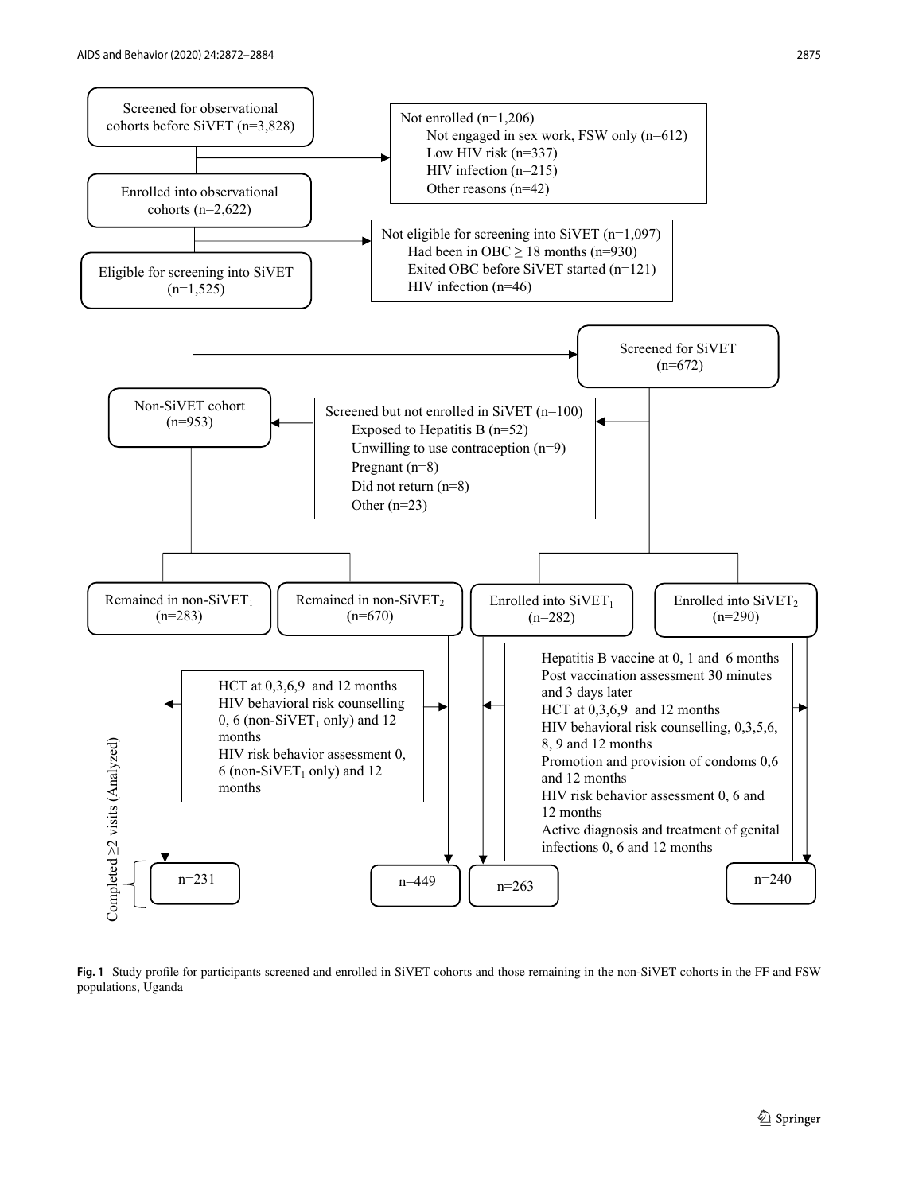Screened for observational cohorts before SiVET (n=3,828)

Not enrolled (n=1,206)
- Not engaged in sex work, FSW only (n=612)
- Low HIV risk (n=337)
- HIV infection (n=215)
- Other reasons (n=42)

Enrolled into observational cohorts (n=2,622)

Not eligible for screening into SiVET (n=1,097)
- Had been in OBC ≥ 18 months (n=930)
- Exited OBC before SiVET started (n=121)
- HIV infection (n=46)

Eligible for screening into SiVET (n=1,525)

Screened for SiVET (n=672)

Non-SiVET cohort (n=953)

Screened but not enrolled in SiVET (n=100)
- Exposed to Hepatitis B (n=52)
- Unwilling to use contraception (n=9)
- Pregnant (n=8)
- Did not return (n=8)
- Other (n=23)

Remained in non-$SiVET_1$ (n=283)

Remained in non-$SiVET_2$ (n=670)

Enrolled into $SiVET_1$ (n=282)

Enrolled into $SiVET_2$ (n=290)

HCT at 0,3,6,9 and 12 months
HIV behavioral risk counselling 0, 6 (non-$SiVET_1$ only) and 12 months
HIV risk behavior assessment 0, 6 (non-$SiVET_1$ only) and 12 months

Hepatitis B vaccine at 0, 1 and 6 months
Post vaccination assessment 30 minutes and 3 days later
HCT at 0,3,6,9 and 12 months
HIV behavioral risk counselling, 0,3,5,6, 8, 9 and 12 months
Promotion and provision of condoms 0,6 and 12 months
HIV risk behavior assessment 0, 6 and 12 months
Active diagnosis and treatment of genital infections 0, 6 and 12 months

Completed ≥2 visits (Analyzed): n=231 | n=449 | n=263 | n=240

**Fig. 1** Study profile for participants screened and enrolled in SiVET cohorts and those remaining in the non-SiVET cohorts in the FF and FSW populations, Uganda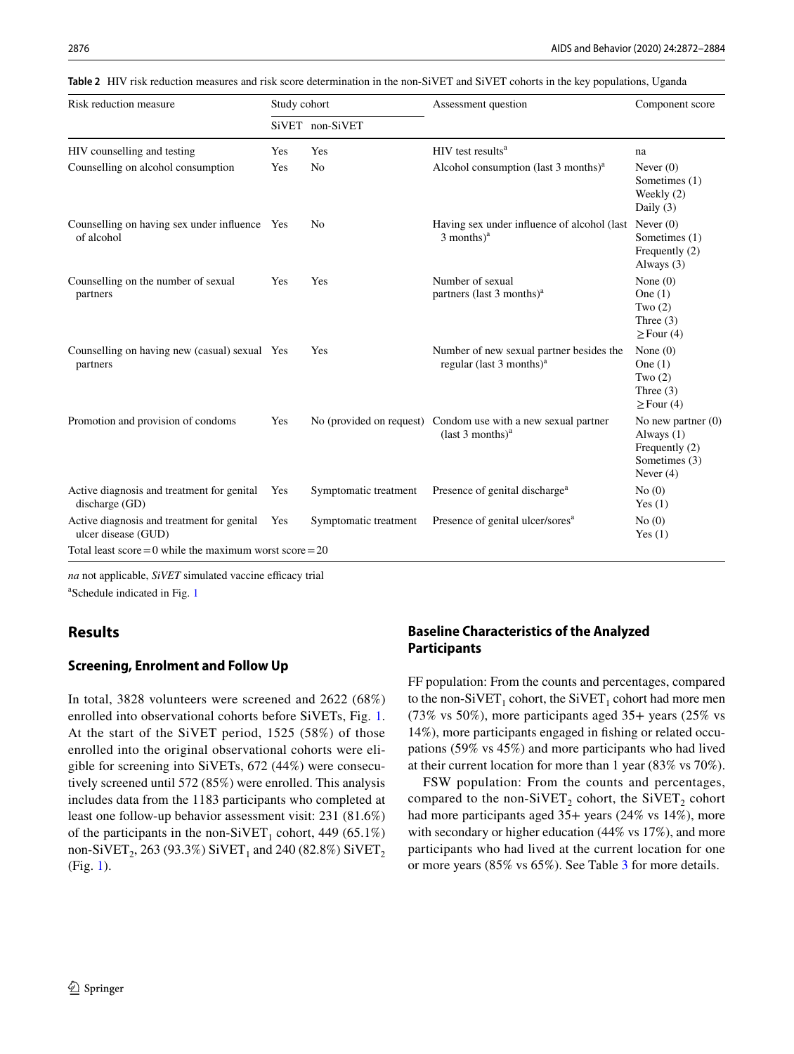**Table 2** HIV risk reduction measures and risk score determination in the non-SiVET and SiVET cohorts in the key populations, Uganda

| Risk reduction measure | Study cohort | | Assessment question | Component score |
|---|---|---|---|---|
| | SiVET | non-SiVET | | |
| HIV counselling and testing | Yes | Yes | HIV test results[a] | na |
| Counselling on alcohol consumption | Yes | No | Alcohol consumption (last 3 months)[a] | Never (0)<br>Sometimes (1)<br>Weekly (2)<br>Daily (3) |
| Counselling on having sex under influence of alcohol | Yes | No | Having sex under influence of alcohol (last 3 months)[a] | Never (0)<br>Sometimes (1)<br>Frequently (2)<br>Always (3) |
| Counselling on the number of sexual partners | Yes | Yes | Number of sexual partners (last 3 months)[a] | None (0)<br>One (1)<br>Two (2)<br>Three (3)<br>≥ Four (4) |
| Counselling on having new (casual) sexual partners | Yes | Yes | Number of new sexual partner besides the regular (last 3 months)[a] | None (0)<br>One (1)<br>Two (2)<br>Three (3)<br>≥ Four (4) |
| Promotion and provision of condoms | Yes | No (provided on request) | Condom use with a new sexual partner (last 3 months)[a] | No new partner (0)<br>Always (1)<br>Frequently (2)<br>Sometimes (3)<br>Never (4) |
| Active diagnosis and treatment for genital discharge (GD) | Yes | Symptomatic treatment | Presence of genital discharge[a] | No (0)<br>Yes (1) |
| Active diagnosis and treatment for genital ulcer disease (GUD) | Yes | Symptomatic treatment | Presence of genital ulcer/sores[a] | No (0)<br>Yes (1) |
| Total least score = 0 while the maximum worst score = 20 | | | | |

*na* not applicable, *SiVET* simulated vaccine efficacy trial

[a]Schedule indicated in Fig. 1

## Results

### Screening, Enrolment and Follow Up

In total, 3828 volunteers were screened and 2622 (68%) enrolled into observational cohorts before SiVETs, Fig. 1. At the start of the SiVET period, 1525 (58%) of those enrolled into the original observational cohorts were eligible for screening into SiVETs, 672 (44%) were consecutively screened until 572 (85%) were enrolled. This analysis includes data from the 1183 participants who completed at least one follow-up behavior assessment visit: 231 (81.6%) of the participants in the non-$\text{SiVET}_1$ cohort, 449 (65.1%) non-$\text{SiVET}_2$, 263 (93.3%) $\text{SiVET}_1$ and 240 (82.8%) $\text{SiVET}_2$ (Fig. 1).

### Baseline Characteristics of the Analyzed Participants

FF population: From the counts and percentages, compared to the non-$\text{SiVET}_1$ cohort, the $\text{SiVET}_1$ cohort had more men (73% vs 50%), more participants aged 35+ years (25% vs 14%), more participants engaged in fishing or related occupations (59% vs 45%) and more participants who had lived at their current location for more than 1 year (83% vs 70%).

FSW population: From the counts and percentages, compared to the non-$\text{SiVET}_2$ cohort, the $\text{SiVET}_2$ cohort had more participants aged 35+ years (24% vs 14%), more with secondary or higher education (44% vs 17%), and more participants who had lived at the current location for one or more years (85% vs 65%). See Table 3 for more details.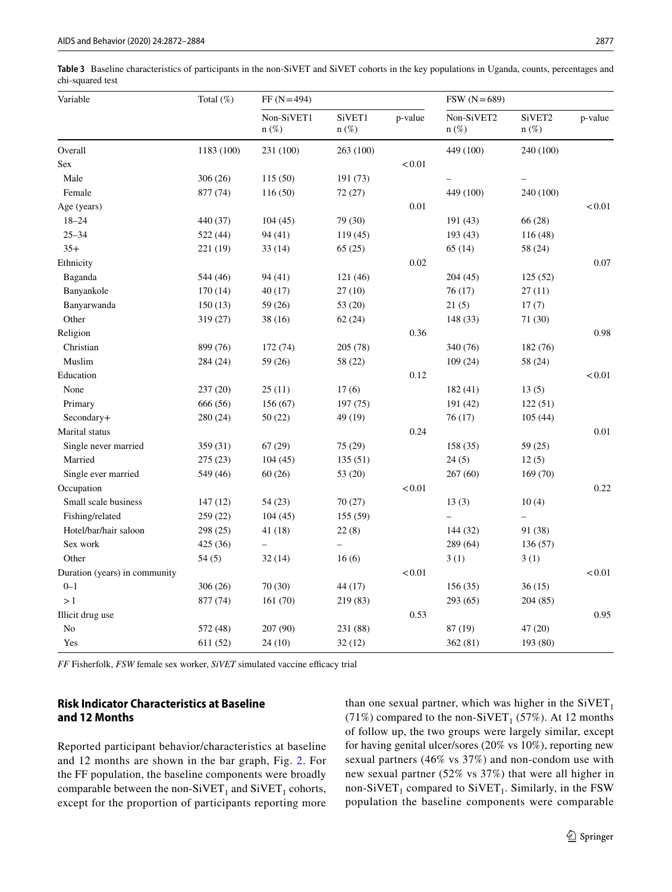**Table 3** Baseline characteristics of participants in the non-SiVET and SiVET cohorts in the key populations in Uganda, counts, percentages and chi-squared test

| Variable | Total (%) | FF (N = 494) | | | FSW (N = 689) | | |
|---|---|---|---|---|---|---|---|
| | | Non-SiVET1 n (%) | SiVET1 n (%) | p-value | Non-SiVET2 n (%) | SiVET2 n (%) | p-value |
| Overall | 1183 (100) | 231 (100) | 263 (100) | | 449 (100) | 240 (100) | |
| Sex | | | | < 0.01 | | | |
| Male | 306 (26) | 115 (50) | 191 (73) | | – | – | |
| Female | 877 (74) | 116 (50) | 72 (27) | | 449 (100) | 240 (100) | |
| Age (years) | | | | 0.01 | | | < 0.01 |
| 18–24 | 440 (37) | 104 (45) | 79 (30) | | 191 (43) | 66 (28) | |
| 25–34 | 522 (44) | 94 (41) | 119 (45) | | 193 (43) | 116 (48) | |
| 35+ | 221 (19) | 33 (14) | 65 (25) | | 65 (14) | 58 (24) | |
| Ethnicity | | | | 0.02 | | | 0.07 |
| Baganda | 544 (46) | 94 (41) | 121 (46) | | 204 (45) | 125 (52) | |
| Banyankole | 170 (14) | 40 (17) | 27 (10) | | 76 (17) | 27 (11) | |
| Banyarwanda | 150 (13) | 59 (26) | 53 (20) | | 21 (5) | 17 (7) | |
| Other | 319 (27) | 38 (16) | 62 (24) | | 148 (33) | 71 (30) | |
| Religion | | | | 0.36 | | | 0.98 |
| Christian | 899 (76) | 172 (74) | 205 (78) | | 340 (76) | 182 (76) | |
| Muslim | 284 (24) | 59 (26) | 58 (22) | | 109 (24) | 58 (24) | |
| Education | | | | 0.12 | | | < 0.01 |
| None | 237 (20) | 25 (11) | 17 (6) | | 182 (41) | 13 (5) | |
| Primary | 666 (56) | 156 (67) | 197 (75) | | 191 (42) | 122 (51) | |
| Secondary+ | 280 (24) | 50 (22) | 49 (19) | | 76 (17) | 105 (44) | |
| Marital status | | | | 0.24 | | | 0.01 |
| Single never married | 359 (31) | 67 (29) | 75 (29) | | 158 (35) | 59 (25) | |
| Married | 275 (23) | 104 (45) | 135 (51) | | 24 (5) | 12 (5) | |
| Single ever married | 549 (46) | 60 (26) | 53 (20) | | 267 (60) | 169 (70) | |
| Occupation | | | | < 0.01 | | | 0.22 |
| Small scale business | 147 (12) | 54 (23) | 70 (27) | | 13 (3) | 10 (4) | |
| Fishing/related | 259 (22) | 104 (45) | 155 (59) | | – | – | |
| Hotel/bar/hair saloon | 298 (25) | 41 (18) | 22 (8) | | 144 (32) | 91 (38) | |
| Sex work | 425 (36) | – | – | | 289 (64) | 136 (57) | |
| Other | 54 (5) | 32 (14) | 16 (6) | | 3 (1) | 3 (1) | |
| Duration (years) in community | | | | < 0.01 | | | < 0.01 |
| 0–1 | 306 (26) | 70 (30) | 44 (17) | | 156 (35) | 36 (15) | |
| > 1 | 877 (74) | 161 (70) | 219 (83) | | 293 (65) | 204 (85) | |
| Illicit drug use | | | | 0.53 | | | 0.95 |
| No | 572 (48) | 207 (90) | 231 (88) | | 87 (19) | 47 (20) | |
| Yes | 611 (52) | 24 (10) | 32 (12) | | 362 (81) | 193 (80) | |

*FF* Fisherfolk, *FSW* female sex worker, *SiVET* simulated vaccine efficacy trial

## Risk Indicator Characteristics at Baseline and 12 Months

Reported participant behavior/characteristics at baseline and 12 months are shown in the bar graph, Fig. 2. For the FF population, the baseline components were broadly comparable between the non-$SiVET_1$ and $SiVET_1$ cohorts, except for the proportion of participants reporting more than one sexual partner, which was higher in the $SiVET_1$ (71%) compared to the non-$SiVET_1$ (57%). At 12 months of follow up, the two groups were largely similar, except for having genital ulcer/sores (20% vs 10%), reporting new sexual partners (46% vs 37%) and non-condom use with new sexual partner (52% vs 37%) that were all higher in non-$SiVET_1$ compared to $SiVET_1$. Similarly, in the FSW population the baseline components were comparable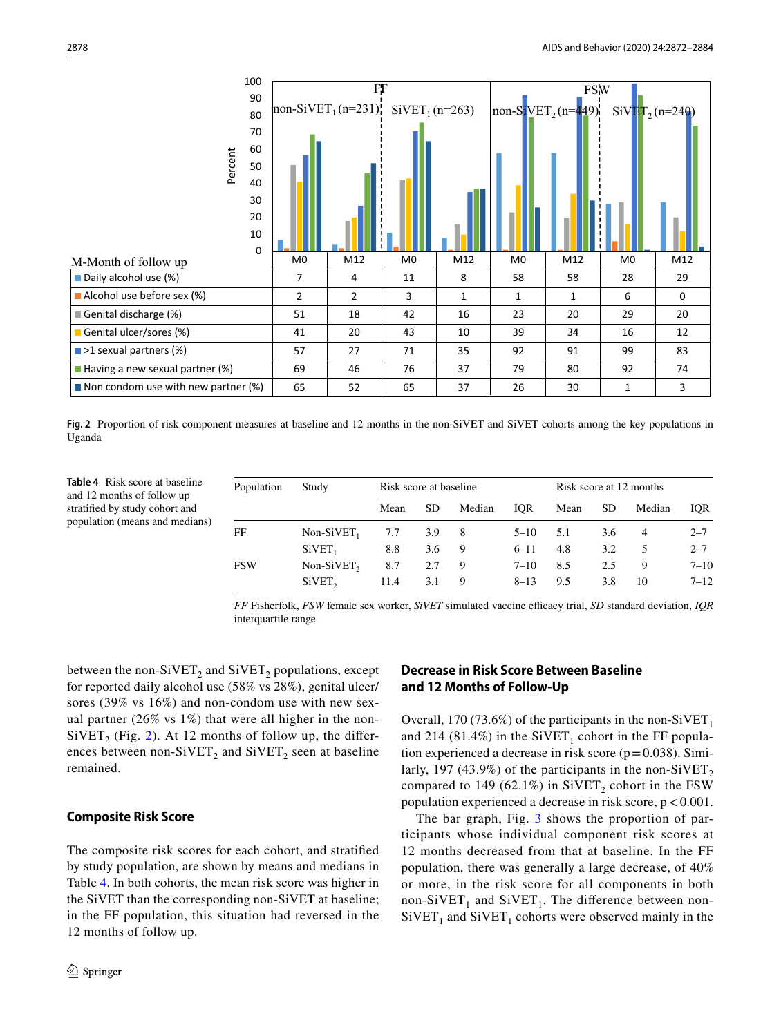| M-Month of follow up | FF non-$SiVET_1$ (n=231) M0 | M12 | FF $SiVET_1$ (n=263) M0 | M12 | FSW non-$SiVET_2$ (n=449) M0 | M12 | FSW $SiVET_2$ (n=240) M0 | M12 |
|---|---|---|---|---|---|---|---|---|
| Daily alcohol use (%) | 7 | 4 | 11 | 8 | 58 | 58 | 28 | 29 |
| Alcohol use before sex (%) | 2 | 2 | 3 | 1 | 1 | 1 | 6 | 0 |
| Genital discharge (%) | 51 | 18 | 42 | 16 | 23 | 20 | 29 | 20 |
| Genital ulcer/sores (%) | 41 | 20 | 43 | 10 | 39 | 34 | 16 | 12 |
| >1 sexual partners (%) | 57 | 27 | 71 | 35 | 92 | 91 | 99 | 83 |
| Having a new sexual partner (%) | 69 | 46 | 76 | 37 | 79 | 80 | 92 | 74 |
| Non condom use with new partner (%) | 65 | 52 | 65 | 37 | 26 | 30 | 1 | 3 |

**Fig. 2** Proportion of risk component measures at baseline and 12 months in the non-SiVET and SiVET cohorts among the key populations in Uganda

**Table 4** Risk score at baseline and 12 months of follow up stratified by study cohort and population (means and medians)

| Population | Study | Risk score at baseline | | | | Risk score at 12 months | | | |
|---|---|---|---|---|---|---|---|---|---|
| | | Mean | SD | Median | IQR | Mean | SD | Median | IQR |
| FF | Non-$SiVET_1$ | 7.7 | 3.9 | 8 | 5–10 | 5.1 | 3.6 | 4 | 2–7 |
| | $SiVET_1$ | 8.8 | 3.6 | 9 | 6–11 | 4.8 | 3.2 | 5 | 2–7 |
| FSW | Non-$SiVET_2$ | 8.7 | 2.7 | 9 | 7–10 | 8.5 | 2.5 | 9 | 7–10 |
| | $SiVET_2$ | 11.4 | 3.1 | 9 | 8–13 | 9.5 | 3.8 | 10 | 7–12 |

*FF* Fisherfolk, *FSW* female sex worker, *SiVET* simulated vaccine efficacy trial, *SD* standard deviation, *IQR* interquartile range

between the non-$SiVET_2$ and $SiVET_2$ populations, except for reported daily alcohol use (58% vs 28%), genital ulcer/sores (39% vs 16%) and non-condom use with new sexual partner (26% vs 1%) that were all higher in the non-$SiVET_2$ (Fig. 2). At 12 months of follow up, the differences between non-$SiVET_2$ and $SiVET_2$ seen at baseline remained.

### Composite Risk Score

The composite risk scores for each cohort, and stratified by study population, are shown by means and medians in Table 4. In both cohorts, the mean risk score was higher in the SiVET than the corresponding non-SiVET at baseline; in the FF population, this situation had reversed in the 12 months of follow up.

### Decrease in Risk Score Between Baseline and 12 Months of Follow-Up

Overall, 170 (73.6%) of the participants in the non-$SiVET_1$ and 214 (81.4%) in the $SiVET_1$ cohort in the FF population experienced a decrease in risk score ($p = 0.038$). Similarly, 197 (43.9%) of the participants in the non-$SiVET_2$ compared to 149 (62.1%) in $SiVET_2$ cohort in the FSW population experienced a decrease in risk score, $p < 0.001$.

The bar graph, Fig. 3 shows the proportion of participants whose individual component risk scores at 12 months decreased from that at baseline. In the FF population, there was generally a large decrease, of 40% or more, in the risk score for all components in both non-$SiVET_1$ and $SiVET_1$. The difference between non-$SiVET_1$ and $SiVET_1$ cohorts were observed mainly in the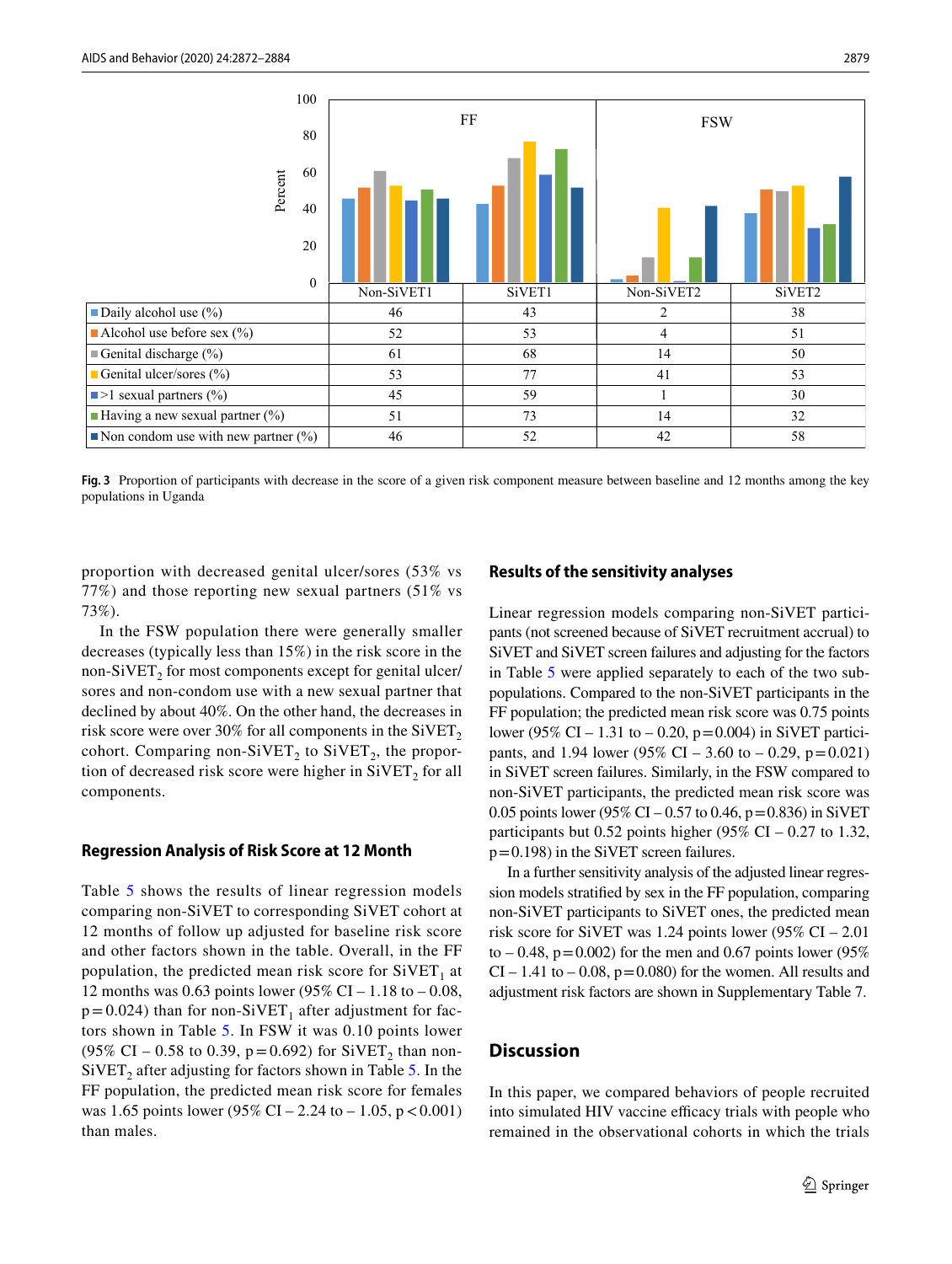| | Non-SiVET1 | SiVET1 | Non-SiVET2 | SiVET2 |
|---|---|---|---|---|
| Daily alcohol use (%) | 46 | 43 | 2 | 38 |
| Alcohol use before sex (%) | 52 | 53 | 4 | 51 |
| Genital discharge (%) | 61 | 68 | 14 | 50 |
| Genital ulcer/sores (%) | 53 | 77 | 41 | 53 |
| >1 sexual partners (%) | 45 | 59 | 1 | 30 |
| Having a new sexual partner (%) | 51 | 73 | 14 | 32 |
| Non condom use with new partner (%) | 46 | 52 | 42 | 58 |

**Fig. 3** Proportion of participants with decrease in the score of a given risk component measure between baseline and 12 months among the key populations in Uganda

proportion with decreased genital ulcer/sores (53% vs 77%) and those reporting new sexual partners (51% vs 73%).

In the FSW population there were generally smaller decreases (typically less than 15%) in the risk score in the non-$SiVET_2$ for most components except for genital ulcer/sores and non-condom use with a new sexual partner that declined by about 40%. On the other hand, the decreases in risk score were over 30% for all components in the $SiVET_2$ cohort. Comparing non-$SiVET_2$ to $SiVET_2$, the proportion of decreased risk score were higher in $SiVET_2$ for all components.

### Regression Analysis of Risk Score at 12 Month

Table 5 shows the results of linear regression models comparing non-SiVET to corresponding SiVET cohort at 12 months of follow up adjusted for baseline risk score and other factors shown in the table. Overall, in the FF population, the predicted mean risk score for $SiVET_1$ at 12 months was 0.63 points lower (95% CI – 1.18 to – 0.08, p = 0.024) than for non-$SiVET_1$ after adjustment for factors shown in Table 5. In FSW it was 0.10 points lower (95% CI – 0.58 to 0.39, p = 0.692) for $SiVET_2$ than non-$SiVET_2$ after adjusting for factors shown in Table 5. In the FF population, the predicted mean risk score for females was 1.65 points lower (95% CI – 2.24 to – 1.05, p < 0.001) than males.

### Results of the sensitivity analyses

Linear regression models comparing non-SiVET participants (not screened because of SiVET recruitment accrual) to SiVET and SiVET screen failures and adjusting for the factors in Table 5 were applied separately to each of the two sub-populations. Compared to the non-SiVET participants in the FF population; the predicted mean risk score was 0.75 points lower (95% CI – 1.31 to – 0.20, p = 0.004) in SiVET participants, and 1.94 lower (95% CI – 3.60 to – 0.29, p = 0.021) in SiVET screen failures. Similarly, in the FSW compared to non-SiVET participants, the predicted mean risk score was 0.05 points lower (95% CI – 0.57 to 0.46, p = 0.836) in SiVET participants but 0.52 points higher (95% CI – 0.27 to 1.32, p = 0.198) in the SiVET screen failures.

In a further sensitivity analysis of the adjusted linear regression models stratified by sex in the FF population, comparing non-SiVET participants to SiVET ones, the predicted mean risk score for SiVET was 1.24 points lower (95% CI – 2.01 to – 0.48, p = 0.002) for the men and 0.67 points lower (95% CI – 1.41 to – 0.08, p = 0.080) for the women. All results and adjustment risk factors are shown in Supplementary Table 7.

## Discussion

In this paper, we compared behaviors of people recruited into simulated HIV vaccine efficacy trials with people who remained in the observational cohorts in which the trials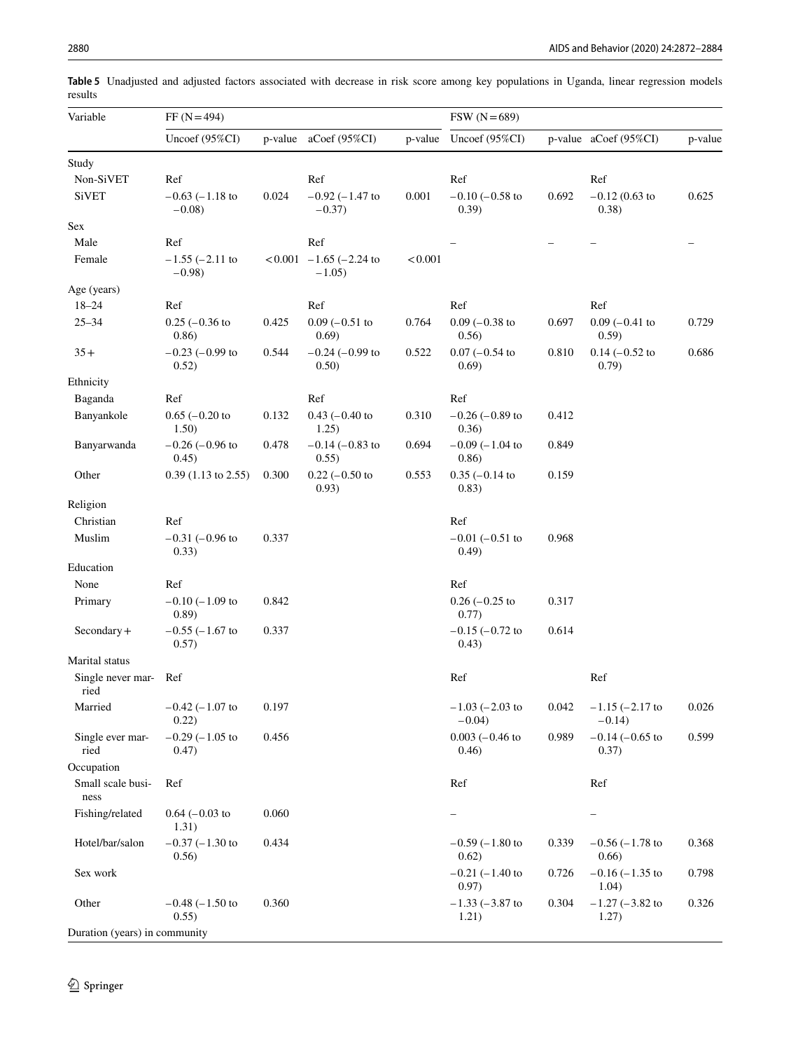**Table 5** Unadjusted and adjusted factors associated with decrease in risk score among key populations in Uganda, linear regression models results

| Variable | FF (N = 494) | | | | FSW (N = 689) | | | |
|---|---|---|---|---|---|---|---|---|
| | Uncoef (95%CI) | p-value | aCoef (95%CI) | p-value | Uncoef (95%CI) | p-value | aCoef (95%CI) | p-value |
| Study | | | | | | | | |
| Non-SiVET | Ref | | Ref | | Ref | | Ref | |
| SiVET | −0.63 (−1.18 to −0.08) | 0.024 | −0.92 (−1.47 to −0.37) | 0.001 | −0.10 (−0.58 to 0.39) | 0.692 | −0.12 (0.63 to 0.38) | 0.625 |
| Sex | | | | | | | | |
| Male | Ref | | Ref | | – | – | – | – |
| Female | −1.55 (−2.11 to −0.98) | < 0.001 | −1.65 (−2.24 to −1.05) | < 0.001 | | | | |
| Age (years) | | | | | | | | |
| 18–24 | Ref | | Ref | | Ref | | Ref | |
| 25–34 | 0.25 (−0.36 to 0.86) | 0.425 | 0.09 (−0.51 to 0.69) | 0.764 | 0.09 (−0.38 to 0.56) | 0.697 | 0.09 (−0.41 to 0.59) | 0.729 |
| 35 + | −0.23 (−0.99 to 0.52) | 0.544 | −0.24 (−0.99 to 0.50) | 0.522 | 0.07 (−0.54 to 0.69) | 0.810 | 0.14 (−0.52 to 0.79) | 0.686 |
| Ethnicity | | | | | | | | |
| Baganda | Ref | | Ref | | Ref | | | |
| Banyankole | 0.65 (−0.20 to 1.50) | 0.132 | 0.43 (−0.40 to 1.25) | 0.310 | −0.26 (−0.89 to 0.36) | 0.412 | | |
| Banyarwanda | −0.26 (−0.96 to 0.45) | 0.478 | −0.14 (−0.83 to 0.55) | 0.694 | −0.09 (−1.04 to 0.86) | 0.849 | | |
| Other | 0.39 (1.13 to 2.55) | 0.300 | 0.22 (−0.50 to 0.93) | 0.553 | 0.35 (−0.14 to 0.83) | 0.159 | | |
| Religion | | | | | | | | |
| Christian | Ref | | | | Ref | | | |
| Muslim | −0.31 (−0.96 to 0.33) | 0.337 | | | −0.01 (−0.51 to 0.49) | 0.968 | | |
| Education | | | | | | | | |
| None | Ref | | | | Ref | | | |
| Primary | −0.10 (−1.09 to 0.89) | 0.842 | | | 0.26 (−0.25 to 0.77) | 0.317 | | |
| Secondary + | −0.55 (−1.67 to 0.57) | 0.337 | | | −0.15 (−0.72 to 0.43) | 0.614 | | |
| Marital status | | | | | | | | |
| Single never married | Ref | | | | Ref | | Ref | |
| Married | −0.42 (−1.07 to 0.22) | 0.197 | | | −1.03 (−2.03 to −0.04) | 0.042 | −1.15 (−2.17 to −0.14) | 0.026 |
| Single ever married | −0.29 (−1.05 to 0.47) | 0.456 | | | 0.003 (−0.46 to 0.46) | 0.989 | −0.14 (−0.65 to 0.37) | 0.599 |
| Occupation | | | | | | | | |
| Small scale business | Ref | | | | Ref | | Ref | |
| Fishing/related | 0.64 (−0.03 to 1.31) | 0.060 | | | – | | – | |
| Hotel/bar/salon | −0.37 (−1.30 to 0.56) | 0.434 | | | −0.59 (−1.80 to 0.62) | 0.339 | −0.56 (−1.78 to 0.66) | 0.368 |
| Sex work | | | | | −0.21 (−1.40 to 0.97) | 0.726 | −0.16 (−1.35 to 1.04) | 0.798 |
| Other | −0.48 (−1.50 to 0.55) | 0.360 | | | −1.33 (−3.87 to 1.21) | 0.304 | −1.27 (−3.82 to 1.27) | 0.326 |
| Duration (years) in community | | | | | | | | |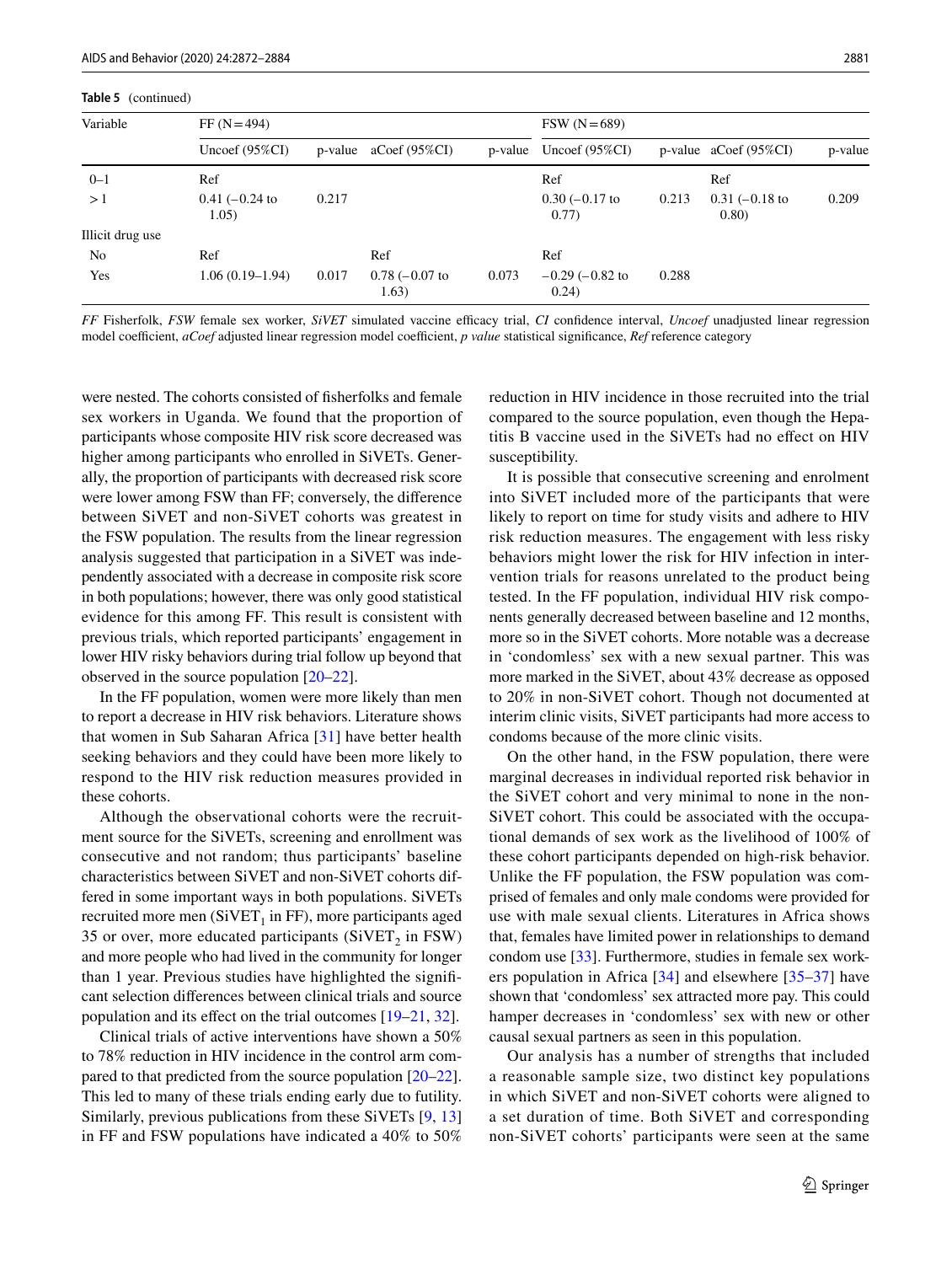**Table 5** (continued)

| Variable | FF (N = 494) | | | | FSW (N = 689) | | | |
|---|---|---|---|---|---|---|---|---|
| | Uncoef (95%CI) | p-value | aCoef (95%CI) | p-value | Uncoef (95%CI) | p-value | aCoef (95%CI) | p-value |
| 0–1 | Ref | | | | Ref | | Ref | |
| > 1 | 0.41 (−0.24 to 1.05) | 0.217 | | | 0.30 (−0.17 to 0.77) | 0.213 | 0.31 (−0.18 to 0.80) | 0.209 |
| Illicit drug use | | | | | | | | |
| No | Ref | | Ref | | Ref | | | |
| Yes | 1.06 (0.19–1.94) | 0.017 | 0.78 (−0.07 to 1.63) | 0.073 | −0.29 (−0.82 to 0.24) | 0.288 | | |

*FF* Fisherfolk, *FSW* female sex worker, *SiVET* simulated vaccine efficacy trial, *CI* confidence interval, *Uncoef* unadjusted linear regression model coefficient, *aCoef* adjusted linear regression model coefficient, *p value* statistical significance, *Ref* reference category

were nested. The cohorts consisted of fisherfolks and female sex workers in Uganda. We found that the proportion of participants whose composite HIV risk score decreased was higher among participants who enrolled in SiVETs. Generally, the proportion of participants with decreased risk score were lower among FSW than FF; conversely, the difference between SiVET and non-SiVET cohorts was greatest in the FSW population. The results from the linear regression analysis suggested that participation in a SiVET was independently associated with a decrease in composite risk score in both populations; however, there was only good statistical evidence for this among FF. This result is consistent with previous trials, which reported participants' engagement in lower HIV risky behaviors during trial follow up beyond that observed in the source population [20–22].

In the FF population, women were more likely than men to report a decrease in HIV risk behaviors. Literature shows that women in Sub Saharan Africa [31] have better health seeking behaviors and they could have been more likely to respond to the HIV risk reduction measures provided in these cohorts.

Although the observational cohorts were the recruitment source for the SiVETs, screening and enrollment was consecutive and not random; thus participants' baseline characteristics between SiVET and non-SiVET cohorts differed in some important ways in both populations. SiVETs recruited more men ($SiVET_1$ in FF), more participants aged 35 or over, more educated participants ($SiVET_2$ in FSW) and more people who had lived in the community for longer than 1 year. Previous studies have highlighted the significant selection differences between clinical trials and source population and its effect on the trial outcomes [19–21, 32].

Clinical trials of active interventions have shown a 50% to 78% reduction in HIV incidence in the control arm compared to that predicted from the source population [20–22]. This led to many of these trials ending early due to futility. Similarly, previous publications from these SiVETs [9, 13] in FF and FSW populations have indicated a 40% to 50% reduction in HIV incidence in those recruited into the trial compared to the source population, even though the Hepatitis B vaccine used in the SiVETs had no effect on HIV susceptibility.

It is possible that consecutive screening and enrolment into SiVET included more of the participants that were likely to report on time for study visits and adhere to HIV risk reduction measures. The engagement with less risky behaviors might lower the risk for HIV infection in intervention trials for reasons unrelated to the product being tested. In the FF population, individual HIV risk components generally decreased between baseline and 12 months, more so in the SiVET cohorts. More notable was a decrease in 'condomless' sex with a new sexual partner. This was more marked in the SiVET, about 43% decrease as opposed to 20% in non-SiVET cohort. Though not documented at interim clinic visits, SiVET participants had more access to condoms because of the more clinic visits.

On the other hand, in the FSW population, there were marginal decreases in individual reported risk behavior in the SiVET cohort and very minimal to none in the non-SiVET cohort. This could be associated with the occupational demands of sex work as the livelihood of 100% of these cohort participants depended on high-risk behavior. Unlike the FF population, the FSW population was comprised of females and only male condoms were provided for use with male sexual clients. Literatures in Africa shows that, females have limited power in relationships to demand condom use [33]. Furthermore, studies in female sex workers population in Africa [34] and elsewhere [35–37] have shown that 'condomless' sex attracted more pay. This could hamper decreases in 'condomless' sex with new or other causal sexual partners as seen in this population.

Our analysis has a number of strengths that included a reasonable sample size, two distinct key populations in which SiVET and non-SiVET cohorts were aligned to a set duration of time. Both SiVET and corresponding non-SiVET cohorts' participants were seen at the same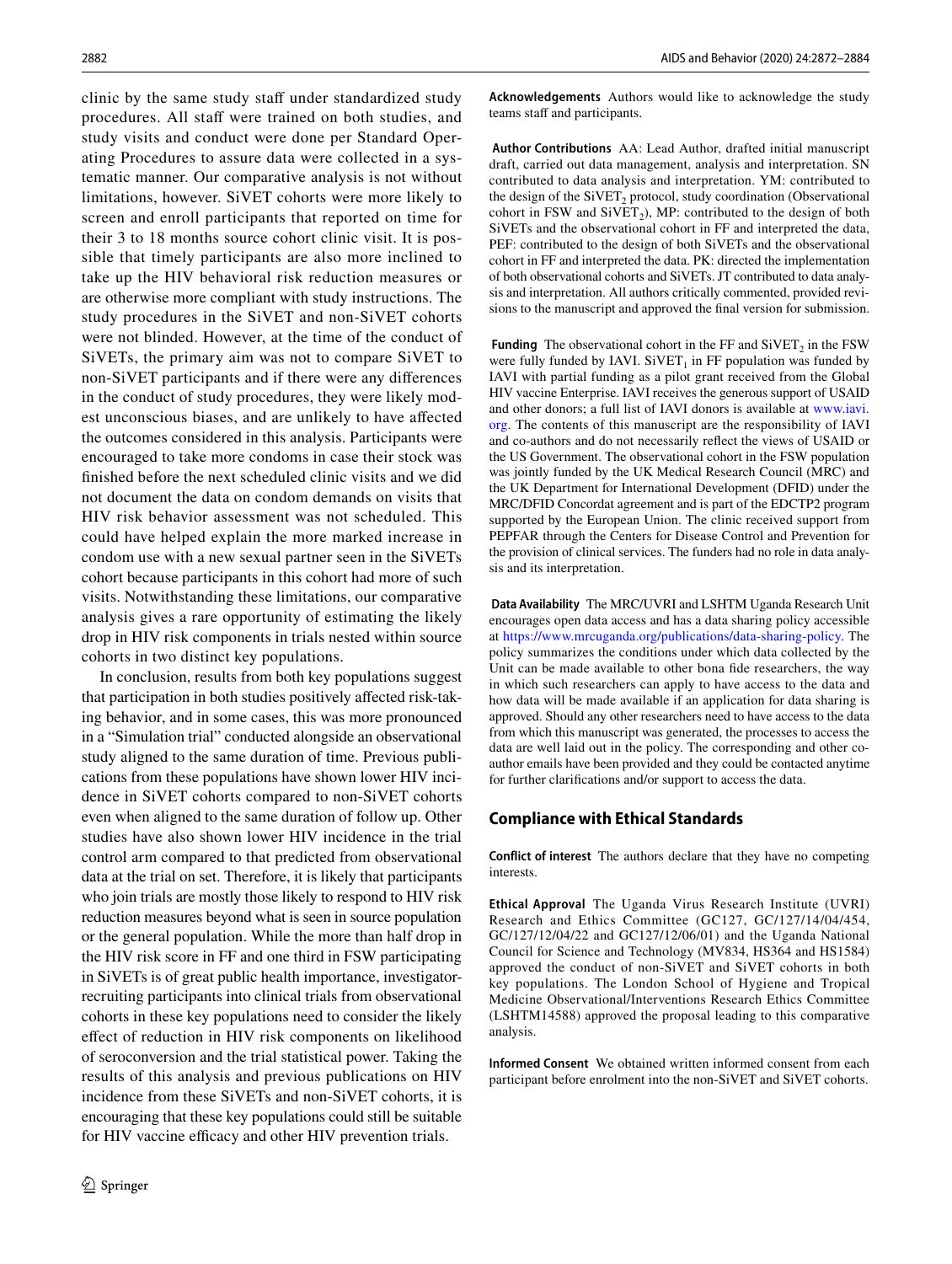clinic by the same study staff under standardized study procedures. All staff were trained on both studies, and study visits and conduct were done per Standard Operating Procedures to assure data were collected in a systematic manner. Our comparative analysis is not without limitations, however. SiVET cohorts were more likely to screen and enroll participants that reported on time for their 3 to 18 months source cohort clinic visit. It is possible that timely participants are also more inclined to take up the HIV behavioral risk reduction measures or are otherwise more compliant with study instructions. The study procedures in the SiVET and non-SiVET cohorts were not blinded. However, at the time of the conduct of SiVETs, the primary aim was not to compare SiVET to non-SiVET participants and if there were any differences in the conduct of study procedures, they were likely modest unconscious biases, and are unlikely to have affected the outcomes considered in this analysis. Participants were encouraged to take more condoms in case their stock was finished before the next scheduled clinic visits and we did not document the data on condom demands on visits that HIV risk behavior assessment was not scheduled. This could have helped explain the more marked increase in condom use with a new sexual partner seen in the SiVETs cohort because participants in this cohort had more of such visits. Notwithstanding these limitations, our comparative analysis gives a rare opportunity of estimating the likely drop in HIV risk components in trials nested within source cohorts in two distinct key populations.

In conclusion, results from both key populations suggest that participation in both studies positively affected risk-taking behavior, and in some cases, this was more pronounced in a "Simulation trial" conducted alongside an observational study aligned to the same duration of time. Previous publications from these populations have shown lower HIV incidence in SiVET cohorts compared to non-SiVET cohorts even when aligned to the same duration of follow up. Other studies have also shown lower HIV incidence in the trial control arm compared to that predicted from observational data at the trial on set. Therefore, it is likely that participants who join trials are mostly those likely to respond to HIV risk reduction measures beyond what is seen in source population or the general population. While the more than half drop in the HIV risk score in FF and one third in FSW participating in SiVETs is of great public health importance, investigator-recruiting participants into clinical trials from observational cohorts in these key populations need to consider the likely effect of reduction in HIV risk components on likelihood of seroconversion and the trial statistical power. Taking the results of this analysis and previous publications on HIV incidence from these SiVETs and non-SiVET cohorts, it is encouraging that these key populations could still be suitable for HIV vaccine efficacy and other HIV prevention trials.

**Acknowledgements** Authors would like to acknowledge the study teams staff and participants.

**Author Contributions** AA: Lead Author, drafted initial manuscript draft, carried out data management, analysis and interpretation. SN contributed to data analysis and interpretation. YM: contributed to the design of the $SiVET_2$ protocol, study coordination (Observational cohort in FSW and $SiVET_2$), MP: contributed to the design of both SiVETs and the observational cohort in FF and interpreted the data, PEF: contributed to the design of both SiVETs and the observational cohort in FF and interpreted the data. PK: directed the implementation of both observational cohorts and SiVETs. JT contributed to data analysis and interpretation. All authors critically commented, provided revisions to the manuscript and approved the final version for submission.

**Funding** The observational cohort in the FF and $SiVET_2$ in the FSW were fully funded by IAVI. $SiVET_1$ in FF population was funded by IAVI with partial funding as a pilot grant received from the Global HIV vaccine Enterprise. IAVI receives the generous support of USAID and other donors; a full list of IAVI donors is available at www.iavi.org. The contents of this manuscript are the responsibility of IAVI and co-authors and do not necessarily reflect the views of USAID or the US Government. The observational cohort in the FSW population was jointly funded by the UK Medical Research Council (MRC) and the UK Department for International Development (DFID) under the MRC/DFID Concordat agreement and is part of the EDCTP2 program supported by the European Union. The clinic received support from PEPFAR through the Centers for Disease Control and Prevention for the provision of clinical services. The funders had no role in data analysis and its interpretation.

**Data Availability** The MRC/UVRI and LSHTM Uganda Research Unit encourages open data access and has a data sharing policy accessible at https://www.mrcuganda.org/publications/data-sharing-policy. The policy summarizes the conditions under which data collected by the Unit can be made available to other bona fide researchers, the way in which such researchers can apply to have access to the data and how data will be made available if an application for data sharing is approved. Should any other researchers need to have access to the data from which this manuscript was generated, the processes to access the data are well laid out in the policy. The corresponding and other co-author emails have been provided and they could be contacted anytime for further clarifications and/or support to access the data.

## Compliance with Ethical Standards

**Conflict of interest** The authors declare that they have no competing interests.

**Ethical Approval** The Uganda Virus Research Institute (UVRI) Research and Ethics Committee (GC127, GC/127/14/04/454, GC/127/12/04/22 and GC127/12/06/01) and the Uganda National Council for Science and Technology (MV834, HS364 and HS1584) approved the conduct of non-SiVET and SiVET cohorts in both key populations. The London School of Hygiene and Tropical Medicine Observational/Interventions Research Ethics Committee (LSHTM14588) approved the proposal leading to this comparative analysis.

**Informed Consent** We obtained written informed consent from each participant before enrolment into the non-SiVET and SiVET cohorts.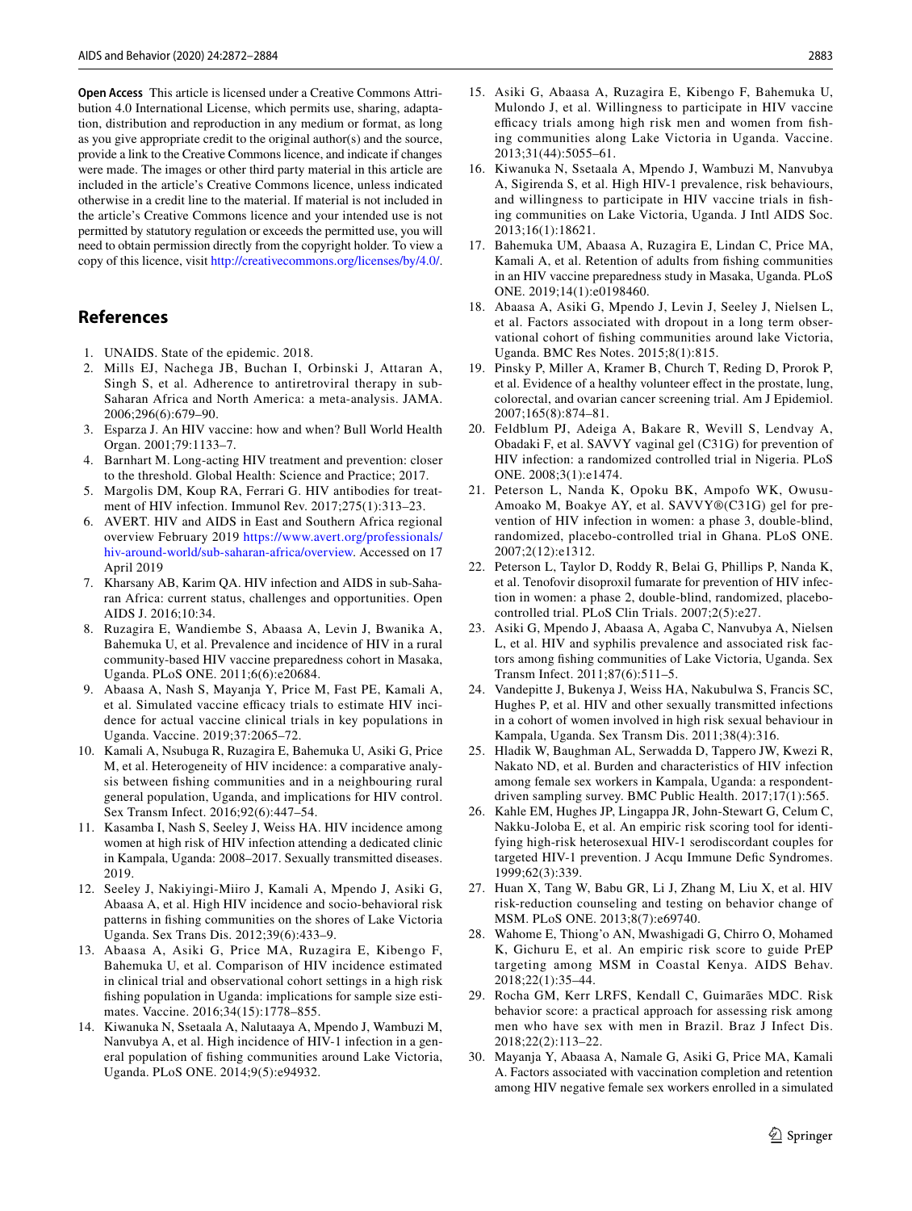**Open Access** This article is licensed under a Creative Commons Attribution 4.0 International License, which permits use, sharing, adaptation, distribution and reproduction in any medium or format, as long as you give appropriate credit to the original author(s) and the source, provide a link to the Creative Commons licence, and indicate if changes were made. The images or other third party material in this article are included in the article's Creative Commons licence, unless indicated otherwise in a credit line to the material. If material is not included in the article's Creative Commons licence and your intended use is not permitted by statutory regulation or exceeds the permitted use, you will need to obtain permission directly from the copyright holder. To view a copy of this licence, visit http://creativecommons.org/licenses/by/4.0/.

## References

1. UNAIDS. State of the epidemic. 2018.
2. Mills EJ, Nachega JB, Buchan I, Orbinski J, Attaran A, Singh S, et al. Adherence to antiretroviral therapy in sub-Saharan Africa and North America: a meta-analysis. JAMA. 2006;296(6):679–90.
3. Esparza J. An HIV vaccine: how and when? Bull World Health Organ. 2001;79:1133–7.
4. Barnhart M. Long-acting HIV treatment and prevention: closer to the threshold. Global Health: Science and Practice; 2017.
5. Margolis DM, Koup RA, Ferrari G. HIV antibodies for treatment of HIV infection. Immunol Rev. 2017;275(1):313–23.
6. AVERT. HIV and AIDS in East and Southern Africa regional overview February 2019 https://www.avert.org/professionals/hiv-around-world/sub-saharan-africa/overview. Accessed on 17 April 2019
7. Kharsany AB, Karim QA. HIV infection and AIDS in sub-Saharan Africa: current status, challenges and opportunities. Open AIDS J. 2016;10:34.
8. Ruzagira E, Wandiembe S, Abaasa A, Levin J, Bwanika A, Bahemuka U, et al. Prevalence and incidence of HIV in a rural community-based HIV vaccine preparedness cohort in Masaka, Uganda. PLoS ONE. 2011;6(6):e20684.
9. Abaasa A, Nash S, Mayanja Y, Price M, Fast PE, Kamali A, et al. Simulated vaccine efficacy trials to estimate HIV incidence for actual vaccine clinical trials in key populations in Uganda. Vaccine. 2019;37:2065–72.
10. Kamali A, Nsubuga R, Ruzagira E, Bahemuka U, Asiki G, Price M, et al. Heterogeneity of HIV incidence: a comparative analysis between fishing communities and in a neighbouring rural general population, Uganda, and implications for HIV control. Sex Transm Infect. 2016;92(6):447–54.
11. Kasamba I, Nash S, Seeley J, Weiss HA. HIV incidence among women at high risk of HIV infection attending a dedicated clinic in Kampala, Uganda: 2008–2017. Sexually transmitted diseases. 2019.
12. Seeley J, Nakiyingi-Miiro J, Kamali A, Mpendo J, Asiki G, Abaasa A, et al. High HIV incidence and socio-behavioral risk patterns in fishing communities on the shores of Lake Victoria Uganda. Sex Trans Dis. 2012;39(6):433–9.
13. Abaasa A, Asiki G, Price MA, Ruzagira E, Kibengo F, Bahemuka U, et al. Comparison of HIV incidence estimated in clinical trial and observational cohort settings in a high risk fishing population in Uganda: implications for sample size estimates. Vaccine. 2016;34(15):1778–855.
14. Kiwanuka N, Ssetaala A, Nalutaaya A, Mpendo J, Wambuzi M, Nanvubya A, et al. High incidence of HIV-1 infection in a general population of fishing communities around Lake Victoria, Uganda. PLoS ONE. 2014;9(5):e94932.
15. Asiki G, Abaasa A, Ruzagira E, Kibengo F, Bahemuka U, Mulondo J, et al. Willingness to participate in HIV vaccine efficacy trials among high risk men and women from fishing communities along Lake Victoria in Uganda. Vaccine. 2013;31(44):5055–61.
16. Kiwanuka N, Ssetaala A, Mpendo J, Wambuzi M, Nanvubya A, Sigirenda S, et al. High HIV-1 prevalence, risk behaviours, and willingness to participate in HIV vaccine trials in fishing communities on Lake Victoria, Uganda. J Intl AIDS Soc. 2013;16(1):18621.
17. Bahemuka UM, Abaasa A, Ruzagira E, Lindan C, Price MA, Kamali A, et al. Retention of adults from fishing communities in an HIV vaccine preparedness study in Masaka, Uganda. PLoS ONE. 2019;14(1):e0198460.
18. Abaasa A, Asiki G, Mpendo J, Levin J, Seeley J, Nielsen L, et al. Factors associated with dropout in a long term observational cohort of fishing communities around lake Victoria, Uganda. BMC Res Notes. 2015;8(1):815.
19. Pinsky P, Miller A, Kramer B, Church T, Reding D, Prorok P, et al. Evidence of a healthy volunteer effect in the prostate, lung, colorectal, and ovarian cancer screening trial. Am J Epidemiol. 2007;165(8):874–81.
20. Feldblum PJ, Adeiga A, Bakare R, Wevill S, Lendvay A, Obadaki F, et al. SAVVY vaginal gel (C31G) for prevention of HIV infection: a randomized controlled trial in Nigeria. PLoS ONE. 2008;3(1):e1474.
21. Peterson L, Nanda K, Opoku BK, Ampofo WK, Owusu-Amoako M, Boakye AY, et al. SAVVY®(C31G) gel for prevention of HIV infection in women: a phase 3, double-blind, randomized, placebo-controlled trial in Ghana. PLoS ONE. 2007;2(12):e1312.
22. Peterson L, Taylor D, Roddy R, Belai G, Phillips P, Nanda K, et al. Tenofovir disoproxil fumarate for prevention of HIV infection in women: a phase 2, double-blind, randomized, placebo-controlled trial. PLoS Clin Trials. 2007;2(5):e27.
23. Asiki G, Mpendo J, Abaasa A, Agaba C, Nanvubya A, Nielsen L, et al. HIV and syphilis prevalence and associated risk factors among fishing communities of Lake Victoria, Uganda. Sex Transm Infect. 2011;87(6):511–5.
24. Vandepitte J, Bukenya J, Weiss HA, Nakubulwa S, Francis SC, Hughes P, et al. HIV and other sexually transmitted infections in a cohort of women involved in high risk sexual behaviour in Kampala, Uganda. Sex Transm Dis. 2011;38(4):316.
25. Hladik W, Baughman AL, Serwadda D, Tappero JW, Kwezi R, Nakato ND, et al. Burden and characteristics of HIV infection among female sex workers in Kampala, Uganda: a respondent-driven sampling survey. BMC Public Health. 2017;17(1):565.
26. Kahle EM, Hughes JP, Lingappa JR, John-Stewart G, Celum C, Nakku-Joloba E, et al. An empiric risk scoring tool for identifying high-risk heterosexual HIV-1 serodiscordant couples for targeted HIV-1 prevention. J Acqu Immune Defic Syndromes. 1999;62(3):339.
27. Huan X, Tang W, Babu GR, Li J, Zhang M, Liu X, et al. HIV risk-reduction counseling and testing on behavior change of MSM. PLoS ONE. 2013;8(7):e69740.
28. Wahome E, Thiong'o AN, Mwashigadi G, Chirro O, Mohamed K, Gichuru E, et al. An empiric risk score to guide PrEP targeting among MSM in Coastal Kenya. AIDS Behav. 2018;22(1):35–44.
29. Rocha GM, Kerr LRFS, Kendall C, Guimarães MDC. Risk behavior score: a practical approach for assessing risk among men who have sex with men in Brazil. Braz J Infect Dis. 2018;22(2):113–22.
30. Mayanja Y, Abaasa A, Namale G, Asiki G, Price MA, Kamali A. Factors associated with vaccination completion and retention among HIV negative female sex workers enrolled in a simulated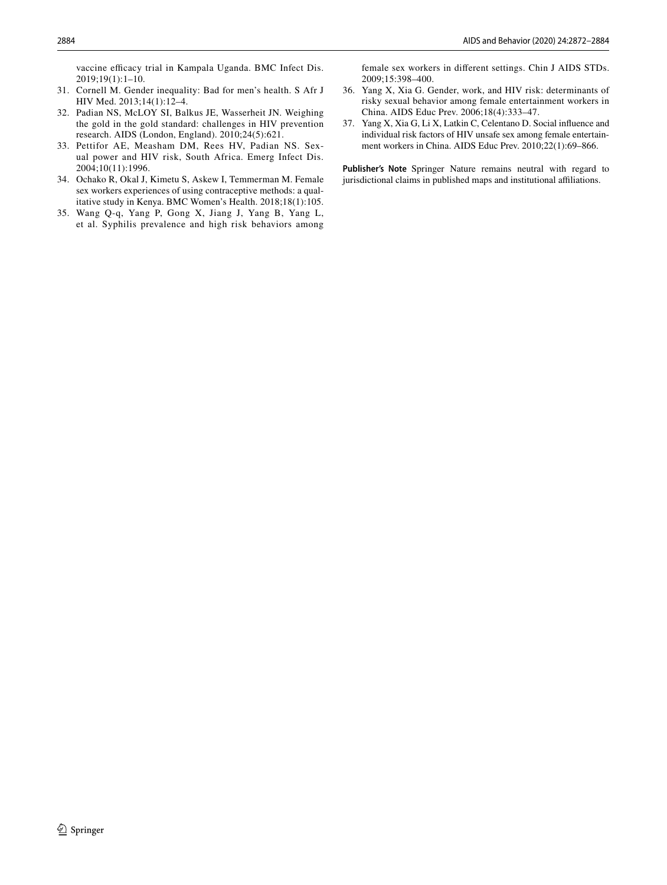vaccine efficacy trial in Kampala Uganda. BMC Infect Dis. 2019;19(1):1–10.

31. Cornell M. Gender inequality: Bad for men's health. S Afr J HIV Med. 2013;14(1):12–4.
32. Padian NS, McLOY SI, Balkus JE, Wasserheit JN. Weighing the gold in the gold standard: challenges in HIV prevention research. AIDS (London, England). 2010;24(5):621.
33. Pettifor AE, Measham DM, Rees HV, Padian NS. Sexual power and HIV risk, South Africa. Emerg Infect Dis. 2004;10(11):1996.
34. Ochako R, Okal J, Kimetu S, Askew I, Temmerman M. Female sex workers experiences of using contraceptive methods: a qualitative study in Kenya. BMC Women's Health. 2018;18(1):105.
35. Wang Q-q, Yang P, Gong X, Jiang J, Yang B, Yang L, et al. Syphilis prevalence and high risk behaviors among female sex workers in different settings. Chin J AIDS STDs. 2009;15:398–400.
36. Yang X, Xia G. Gender, work, and HIV risk: determinants of risky sexual behavior among female entertainment workers in China. AIDS Educ Prev. 2006;18(4):333–47.
37. Yang X, Xia G, Li X, Latkin C, Celentano D. Social influence and individual risk factors of HIV unsafe sex among female entertainment workers in China. AIDS Educ Prev. 2010;22(1):69–866.

**Publisher's Note** Springer Nature remains neutral with regard to jurisdictional claims in published maps and institutional affiliations.